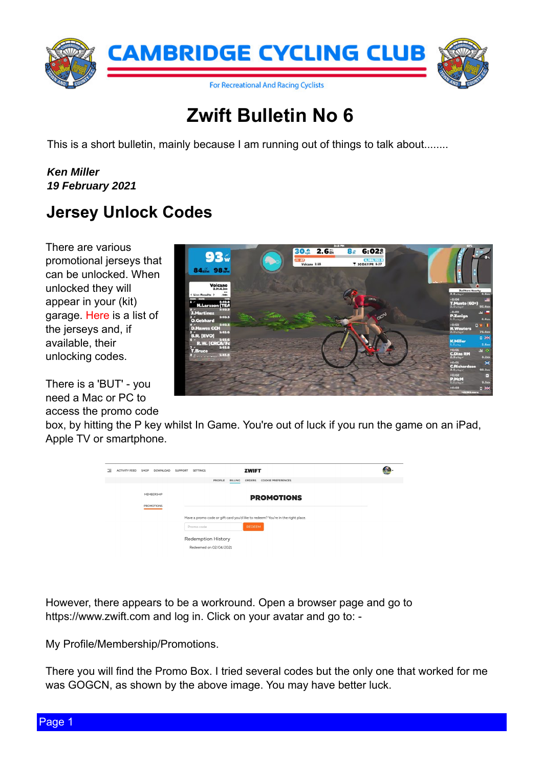# CAMBRIDGE CYCLING CLUB

For Recreational And Racing Cyclists

# Zwift Bulletin No 6

This is a short bulletin, mainly because I am running out of things to talk about........

***Ken Miller***
***19 February 2021***

## Jersey Unlock Codes

There are various promotional jerseys that can be unlocked. When unlocked they will appear in your (kit) garage. Here is a list of the jerseys and, if available, their unlocking codes.

There is a 'BUT' - you need a Mac or PC to access the promo code box, by hitting the P key whilst In Game. You're out of luck if you run the game on an iPad, Apple TV or smartphone.

However, there appears to be a workround. Open a browser page and go to https://www.zwift.com and log in. Click on your avatar and go to: -

My Profile/Membership/Promotions.

There you will find the Promo Box. I tried several codes but the only one that worked for me was GOGCN, as shown by the above image. You may have better luck.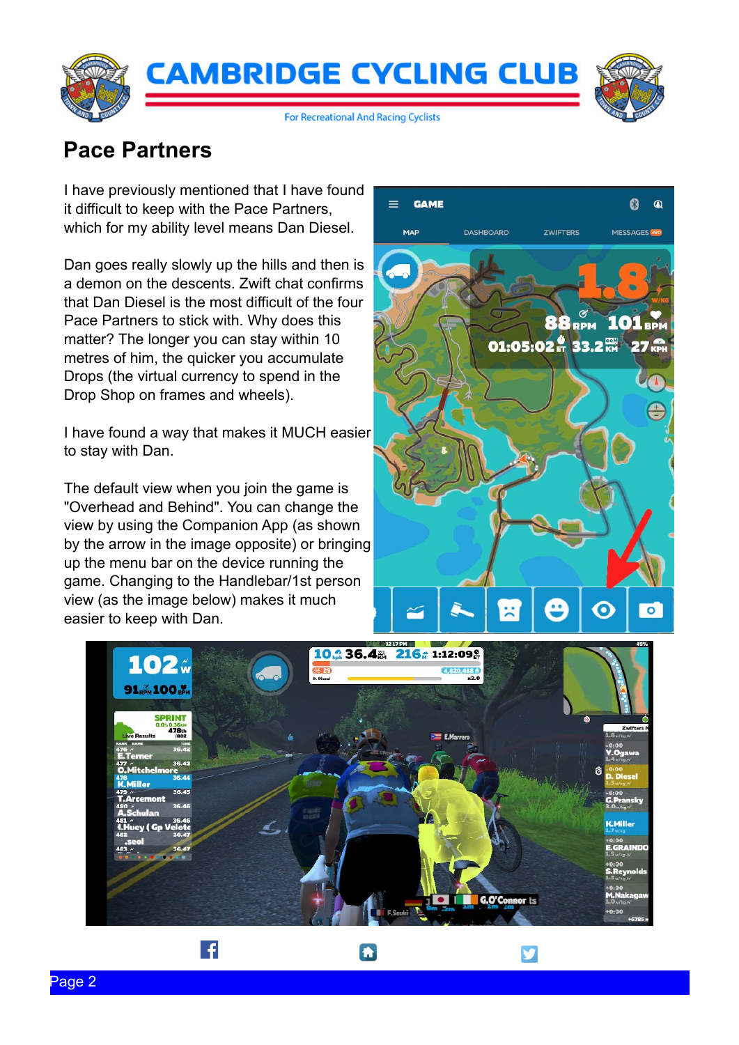# CAMBRIDGE CYCLING CLUB

For Recreational And Racing Cyclists

## Pace Partners

I have previously mentioned that I have found it difficult to keep with the Pace Partners, which for my ability level means Dan Diesel.

Dan goes really slowly up the hills and then is a demon on the descents. Zwift chat confirms that Dan Diesel is the most difficult of the four Pace Partners to stick with. Why does this matter? The longer you can stay within 10 metres of him, the quicker you accumulate Drops (the virtual currency to spend in the Drop Shop on frames and wheels).

I have found a way that makes it MUCH easier to stay with Dan.

The default view when you join the game is "Overhead and Behind". You can change the view by using the Companion App (as shown by the arrow in the image opposite) or bringing up the menu bar on the device running the game. Changing to the Handlebar/1st person view (as the image below) makes it much easier to keep with Dan.